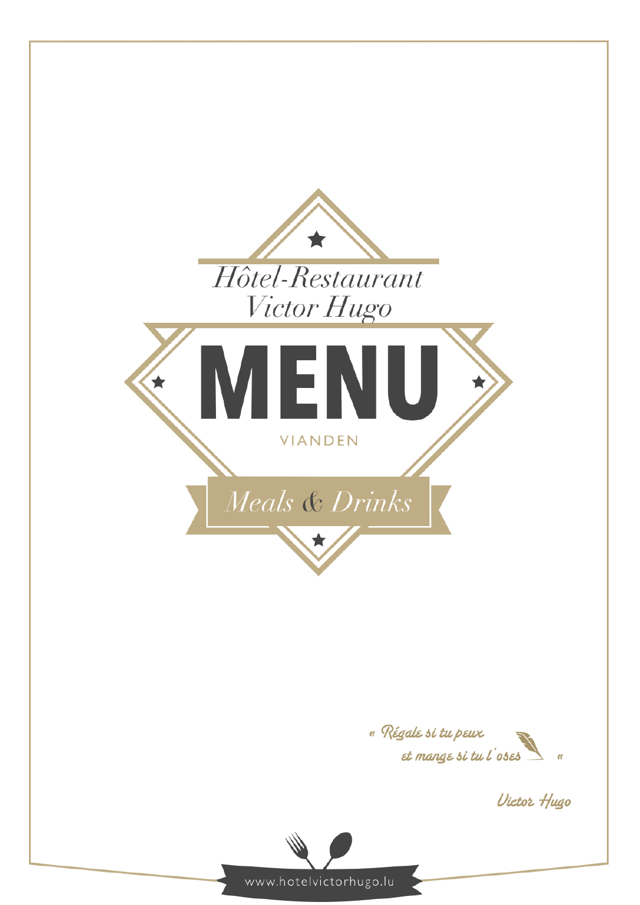*Hôtel-Restaurant Victor Hugo*

# MENU

VIANDEN

*Meals & Drinks*

« Régale si tu peux
et mange si tu l'oses »

Victor Hugo

www.hotelvictorhugo.lu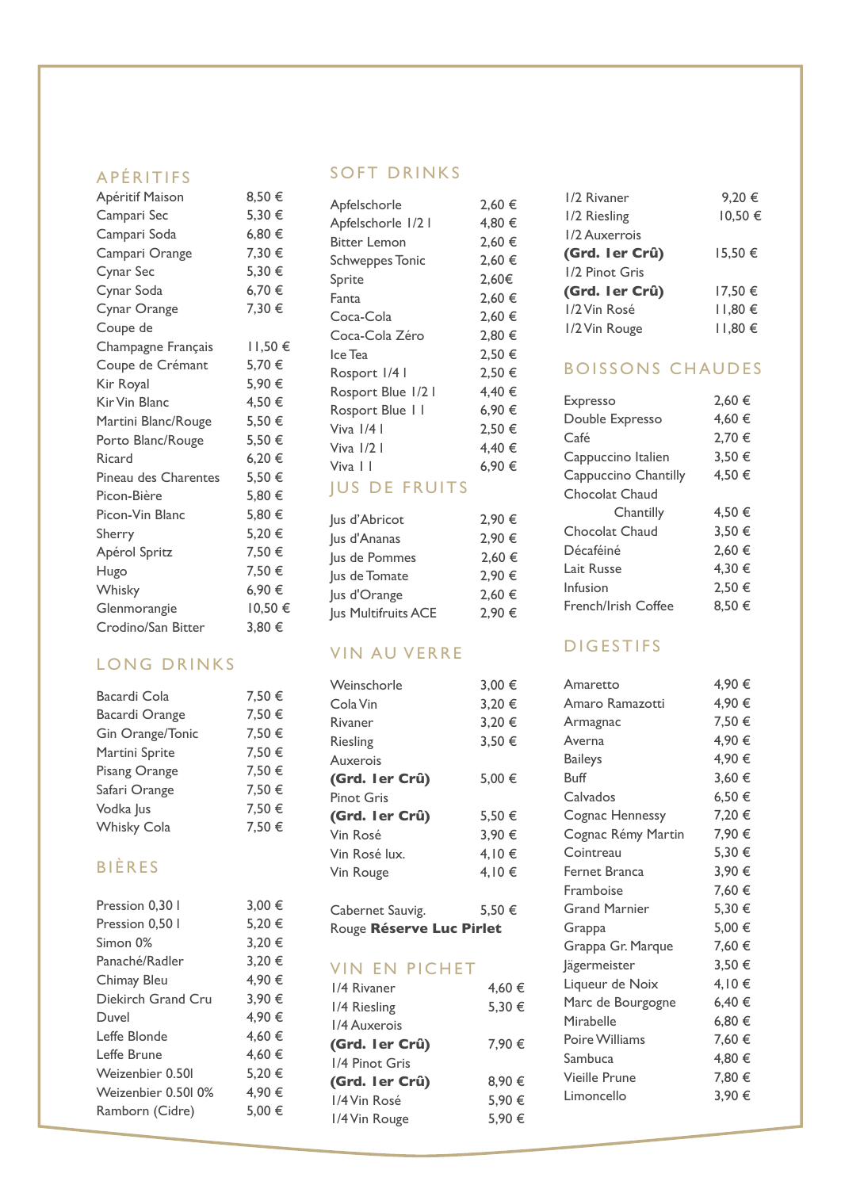## APÉRITIFS

| | |
|---|---|
| Apéritif Maison | 8,50 € |
| Campari Sec | 5,30 € |
| Campari Soda | 6,80 € |
| Campari Orange | 7,30 € |
| Cynar Sec | 5,30 € |
| Cynar Soda | 6,70 € |
| Cynar Orange | 7,30 € |
| Coupe de Champagne Français | 11,50 € |
| Coupe de Crémant | 5,70 € |
| Kir Royal | 5,90 € |
| Kir Vin Blanc | 4,50 € |
| Martini Blanc/Rouge | 5,50 € |
| Porto Blanc/Rouge | 5,50 € |
| Ricard | 6,20 € |
| Pineau des Charentes | 5,50 € |
| Picon-Bière | 5,80 € |
| Picon-Vin Blanc | 5,80 € |
| Sherry | 5,20 € |
| Apérol Spritz | 7,50 € |
| Hugo | 7,50 € |
| Whisky | 6,90 € |
| Glenmorangie | 10,50 € |
| Crodino/San Bitter | 3,80 € |

## LONG DRINKS

| | |
|---|---|
| Bacardi Cola | 7,50 € |
| Bacardi Orange | 7,50 € |
| Gin Orange/Tonic | 7,50 € |
| Martini Sprite | 7,50 € |
| Pisang Orange | 7,50 € |
| Safari Orange | 7,50 € |
| Vodka Jus | 7,50 € |
| Whisky Cola | 7,50 € |

## BIÈRES

| | |
|---|---|
| Pression 0,30 l | 3,00 € |
| Pression 0,50 l | 5,20 € |
| Simon 0% | 3,20 € |
| Panaché/Radler | 3,20 € |
| Chimay Bleu | 4,90 € |
| Diekirch Grand Cru | 3,90 € |
| Duvel | 4,90 € |
| Leffe Blonde | 4,60 € |
| Leffe Brune | 4,60 € |
| Weizenbier 0.50l | 5,20 € |
| Weizenbier 0.50l 0% | 4,90 € |
| Ramborn (Cidre) | 5,00 € |

## SOFT DRINKS

| | |
|---|---|
| Apfelschorle | 2,60 € |
| Apfelschorle 1/2 l | 4,80 € |
| Bitter Lemon | 2,60 € |
| Schweppes Tonic | 2,60 € |
| Sprite | 2,60€ |
| Fanta | 2,60 € |
| Coca-Cola | 2,60 € |
| Coca-Cola Zéro | 2,80 € |
| Ice Tea | 2,50 € |
| Rosport 1/4 l | 2,50 € |
| Rosport Blue 1/2 l | 4,40 € |
| Rosport Blue 1 l | 6,90 € |
| Viva 1/4 l | 2,50 € |
| Viva 1/2 l | 4,40 € |
| Viva 1 l | 6,90 € |

## JUS DE FRUITS

| | |
|---|---|
| Jus d'Abricot | 2,90 € |
| Jus d'Ananas | 2,90 € |
| Jus de Pommes | 2,60 € |
| Jus de Tomate | 2,90 € |
| Jus d'Orange | 2,60 € |
| Jus Multifruits ACE | 2,90 € |

## VIN AU VERRE

| | |
|---|---|
| Weinschorle | 3,00 € |
| Cola Vin | 3,20 € |
| Rivaner | 3,20 € |
| Riesling | 3,50 € |
| Auxerois **(Grd. 1er Crû)** | 5,00 € |
| Pinot Gris **(Grd. 1er Crû)** | 5,50 € |
| Vin Rosé | 3,90 € |
| Vin Rosé lux. | 4,10 € |
| Vin Rouge | 4,10 € |
| Cabernet Sauvig. Rouge **Réserve Luc Pirlet** | 5,50 € |

## VIN EN PICHET

| | |
|---|---|
| 1/4 Rivaner | 4,60 € |
| 1/4 Riesling | 5,30 € |
| 1/4 Auxerois **(Grd. 1er Crû)** | 7,90 € |
| 1/4 Pinot Gris **(Grd. 1er Crû)** | 8,90 € |
| 1/4 Vin Rosé | 5,90 € |
| 1/4 Vin Rouge | 5,90 € |
| 1/2 Rivaner | 9,20 € |
| 1/2 Riesling | 10,50 € |
| 1/2 Auxerrois **(Grd. 1er Crû)** | 15,50 € |
| 1/2 Pinot Gris **(Grd. 1er Crû)** | 17,50 € |
| 1/2 Vin Rosé | 11,80 € |
| 1/2 Vin Rouge | 11,80 € |

## BOISSONS CHAUDES

| | |
|---|---|
| Expresso | 2,60 € |
| Double Expresso | 4,60 € |
| Café | 2,70 € |
| Cappuccino Italien | 3,50 € |
| Cappuccino Chantilly | 4,50 € |
| Chocolat Chaud Chantilly | 4,50 € |
| Chocolat Chaud | 3,50 € |
| Décaféiné | 2,60 € |
| Lait Russe | 4,30 € |
| Infusion | 2,50 € |
| French/Irish Coffee | 8,50 € |

## DIGESTIFS

| | |
|---|---|
| Amaretto | 4,90 € |
| Amaro Ramazotti | 4,90 € |
| Armagnac | 7,50 € |
| Averna | 4,90 € |
| Baileys | 4,90 € |
| Buff | 3,60 € |
| Calvados | 6,50 € |
| Cognac Hennessy | 7,20 € |
| Cognac Rémy Martin | 7,90 € |
| Cointreau | 5,30 € |
| Fernet Branca | 3,90 € |
| Framboise | 7,60 € |
| Grand Marnier | 5,30 € |
| Grappa | 5,00 € |
| Grappa Gr. Marque | 7,60 € |
| Jägermeister | 3,50 € |
| Liqueur de Noix | 4,10 € |
| Marc de Bourgogne | 6,40 € |
| Mirabelle | 6,80 € |
| Poire Williams | 7,60 € |
| Sambuca | 4,80 € |
| Vieille Prune | 7,80 € |
| Limoncello | 3,90 € |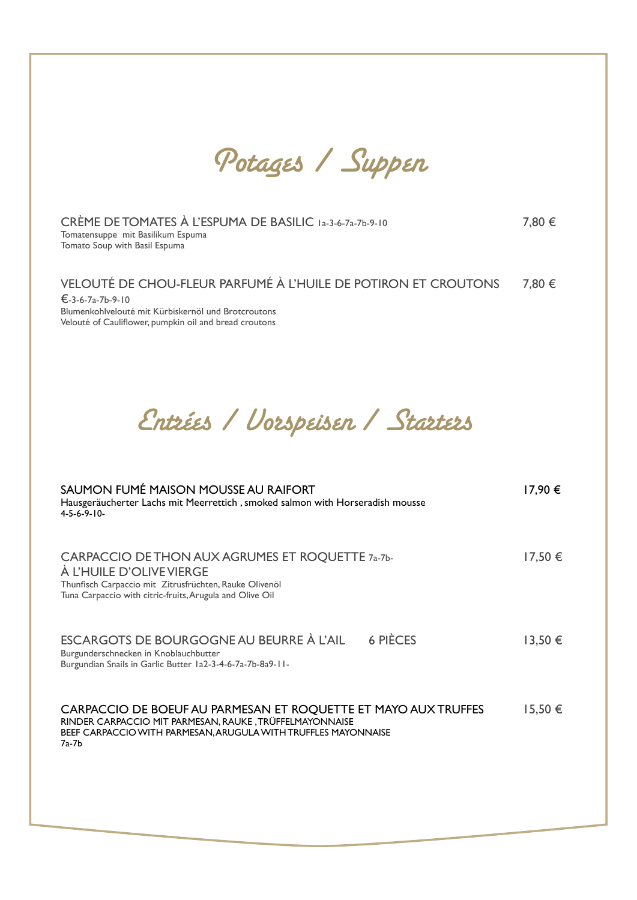# Potages / Suppen

CRÈME DE TOMATES À L'ESPUMA DE BASILIC 1a-3-6-7a-7b-9-10 — 7,80 €
Tomatensuppe mit Basilikum Espuma
Tomato Soup with Basil Espuma

VELOUTÉ DE CHOU-FLEUR PARFUMÉ À L'HUILE DE POTIRON ET CROUTONS — 7,80 €
€-3-6-7a-7b-9-10
Blumenkohlvelouté mit Kürbiskernöl und Brotcroutons
Velouté of Cauliflower, pumpkin oil and bread croutons

# Entrées / Vorspeisen / Starters

SAUMON FUMÉ MAISON MOUSSE AU RAIFORT — 17,90 €
Hausgeräucherter Lachs mit Meerrettich , smoked salmon with Horseradish mousse
4-5-6-9-10-

CARPACCIO DE THON AUX AGRUMES ET ROQUETTE 7a-7b-
À L'HUILE D'OLIVE VIERGE — 17,50 €
Thunfisch Carpaccio mit Zitrusfrüchten, Rauke Olivenöl
Tuna Carpaccio with citric-fruits, Arugula and Olive Oil

ESCARGOTS DE BOURGOGNE AU BEURRE À L'AIL 6 PIÈCES — 13,50 €
Burgunderschnecken in Knoblauchbutter
Burgundian Snails in Garlic Butter 1a2-3-4-6-7a-7b-8a9-11-

CARPACCIO DE BOEUF AU PARMESAN ET ROQUETTE ET MAYO AUX TRUFFES — 15,50 €
RINDER CARPACCIO MIT PARMESAN, RAUKE , TRÜFFELMAYONNAISE
BEEF CARPACCIO WITH PARMESAN, ARUGULA WITH TRUFFLES MAYONNAISE
7a-7b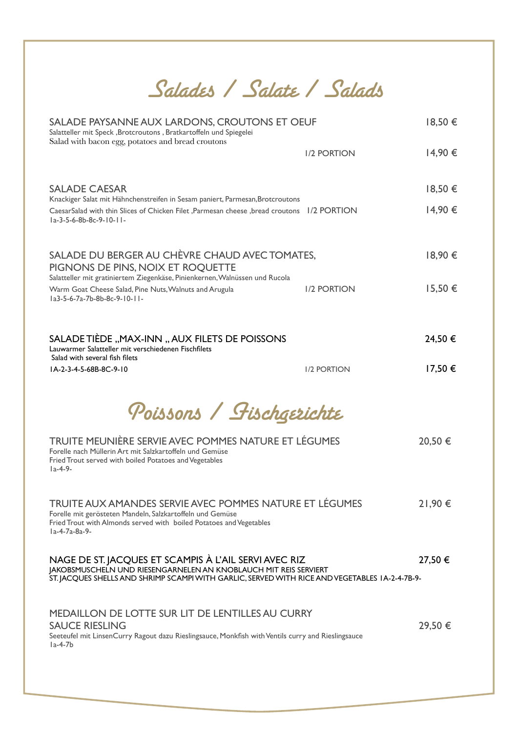# Salades / Salate / Salads

**SALADE PAYSANNE AUX LARDONS, CROUTONS ET OEUF** — 18,50 €
Salatteller mit Speck ,Brotcroutons , Bratkartoffeln und Spiegelei
Salad with bacon egg, potatoes and bread croutons
1/2 PORTION — 14,90 €

**SALADE CAESAR** — 18,50 €
Knackiger Salat mit Hähnchenstreifen in Sesam paniert, Parmesan,Brotcroutons
CaesarSalad with thin Slices of Chicken Filet ,Parmesan cheese ,bread croutons
1/2 PORTION — 14,90 €
1a-3-5-6-8b-8c-9-10-11-

**SALADE DU BERGER AU CHÈVRE CHAUD AVEC TOMATES, PIGNONS DE PINS, NOIX ET ROQUETTE** — 18,90 €
Salatteller mit gratiniertem Ziegenkäse, Pinienkernen, Walnüssen und Rucola
Warm Goat Cheese Salad, Pine Nuts, Walnuts and Arugula
1/2 PORTION — 15,50 €
1a3-5-6-7a-7b-8b-8c-9-10-11-

**SALADE TIÈDE „MAX-INN „ AUX FILETS DE POISSONS** — 24,50 €
Lauwarmer Salatteller mit verschiedenen Fischfilets
Salad with several fish filets
1A-2-3-4-5-68B-8C-9-10
1/2 PORTION — 17,50 €

# Poissons / Fischgerichte

**TRUITE MEUNIÈRE SERVIE AVEC POMMES NATURE ET LÉGUMES** — 20,50 €
Forelle nach Müllerin Art mit Salzkartoffeln und Gemüse
Fried Trout served with boiled Potatoes and Vegetables
1a-4-9-

**TRUITE AUX AMANDES SERVIE AVEC POMMES NATURE ET LÉGUMES** — 21,90 €
Forelle mit gerösteten Mandeln, Salzkartoffeln und Gemüse
Fried Trout with Almonds served with boiled Potatoes and Vegetables
1a-4-7a-8a-9-

**NAGE DE ST. JACQUES ET SCAMPIS À L'AIL SERVI AVEC RIZ** — 27,50 €
JAKOBSMUSCHELN UND RIESENGARNELEN AN KNOBLAUCH MIT REIS SERVIERT
ST. JACQUES SHELLS AND SHRIMP SCAMPI WITH GARLIC, SERVED WITH RICE AND VEGETABLES 1A-2-4-7B-9-

**MEDAILLON DE LOTTE SUR LIT DE LENTILLES AU CURRY SAUCE RIESLING** — 29,50 €
Seeteufel mit LinsenCurry Ragout dazu Rieslingsauce, Monkfish with Ventils curry and Rieslingsauce
1a-4-7b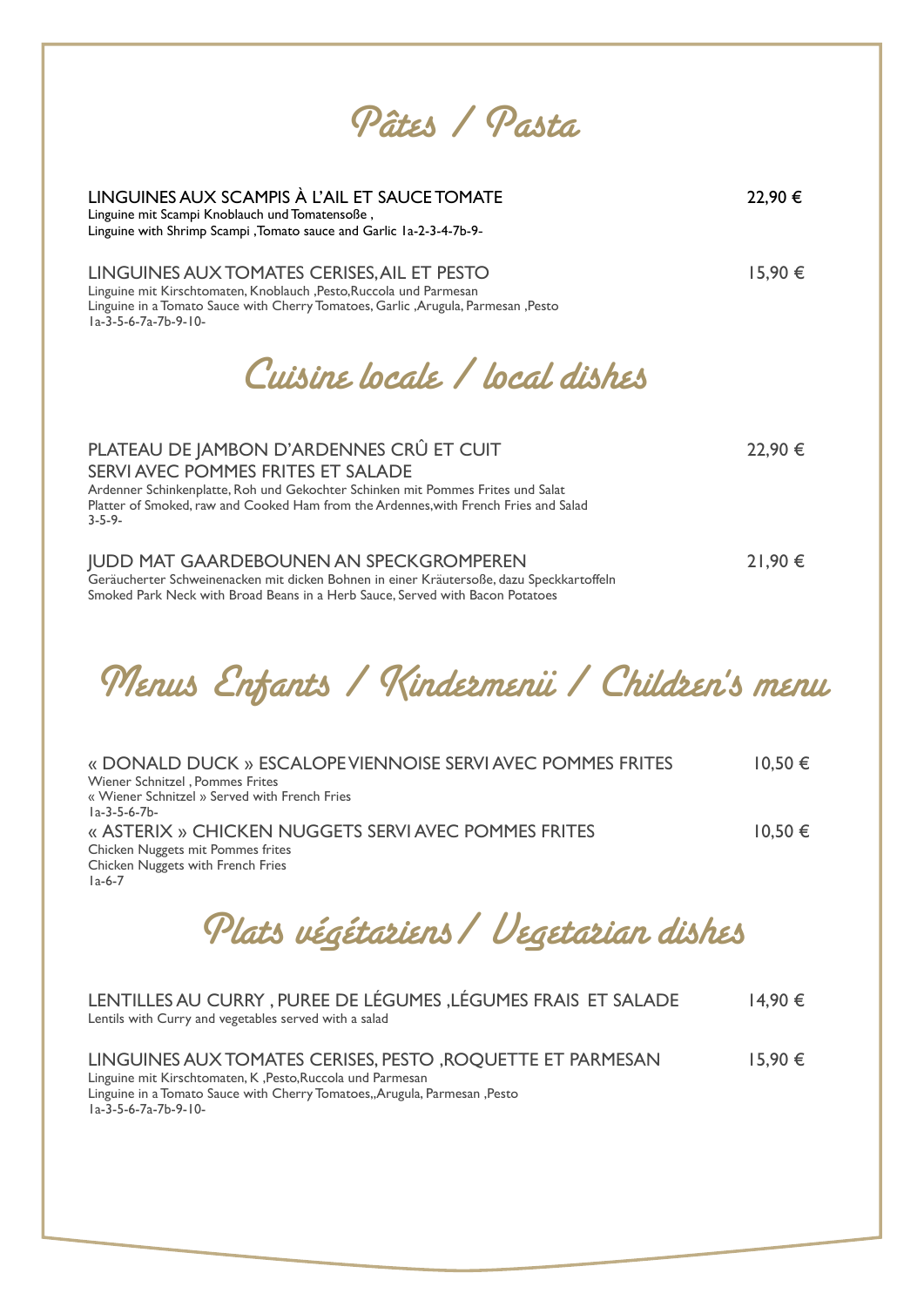# Pâtes / Pasta

**LINGUINES AUX SCAMPIS À L'AIL ET SAUCE TOMATE** — 22,90 €
Linguine mit Scampi Knoblauch und Tomatensoße ,
Linguine with Shrimp Scampi ,Tomato sauce and Garlic 1a-2-3-4-7b-9-

**LINGUINES AUX TOMATES CERISES, AIL ET PESTO** — 15,90 €
Linguine mit Kirschtomaten, Knoblauch ,Pesto,Ruccola und Parmesan
Linguine in a Tomato Sauce with Cherry Tomatoes, Garlic ,Arugula, Parmesan ,Pesto
1a-3-5-6-7a-7b-9-10-

# Cuisine locale / local dishes

**PLATEAU DE JAMBON D'ARDENNES CRÛ ET CUIT SERVI AVEC POMMES FRITES ET SALADE** — 22,90 €
Ardenner Schinkenplatte, Roh und Gekochter Schinken mit Pommes Frites und Salat
Platter of Smoked, raw and Cooked Ham from the Ardennes,with French Fries and Salad
3-5-9-

**JUDD MAT GAARDEBOUNEN AN SPECKGROMPEREN** — 21,90 €
Geräucherter Schweinenacken mit dicken Bohnen in einer Kräutersoße, dazu Speckkartoffeln
Smoked Park Neck with Broad Beans in a Herb Sauce, Served with Bacon Potatoes

# Menus Enfants / Kindermenü / Children's menu

**« DONALD DUCK » ESCALOPE VIENNOISE SERVI AVEC POMMES FRITES** — 10,50 €
Wiener Schnitzel , Pommes Frites
« Wiener Schnitzel » Served with French Fries
1a-3-5-6-7b-

**« ASTERIX » CHICKEN NUGGETS SERVI AVEC POMMES FRITES** — 10,50 €
Chicken Nuggets mit Pommes frites
Chicken Nuggets with French Fries
1a-6-7

# Plats végétariens / Vegetarian dishes

**LENTILLES AU CURRY , PUREE DE LÉGUMES ,LÉGUMES FRAIS ET SALADE** — 14,90 €
Lentils with Curry and vegetables served with a salad

**LINGUINES AUX TOMATES CERISES, PESTO ,ROQUETTE ET PARMESAN** — 15,90 €
Linguine mit Kirschtomaten, K ,Pesto,Ruccola und Parmesan
Linguine in a Tomato Sauce with Cherry Tomatoes,,Arugula, Parmesan ,Pesto
1a-3-5-6-7a-7b-9-10-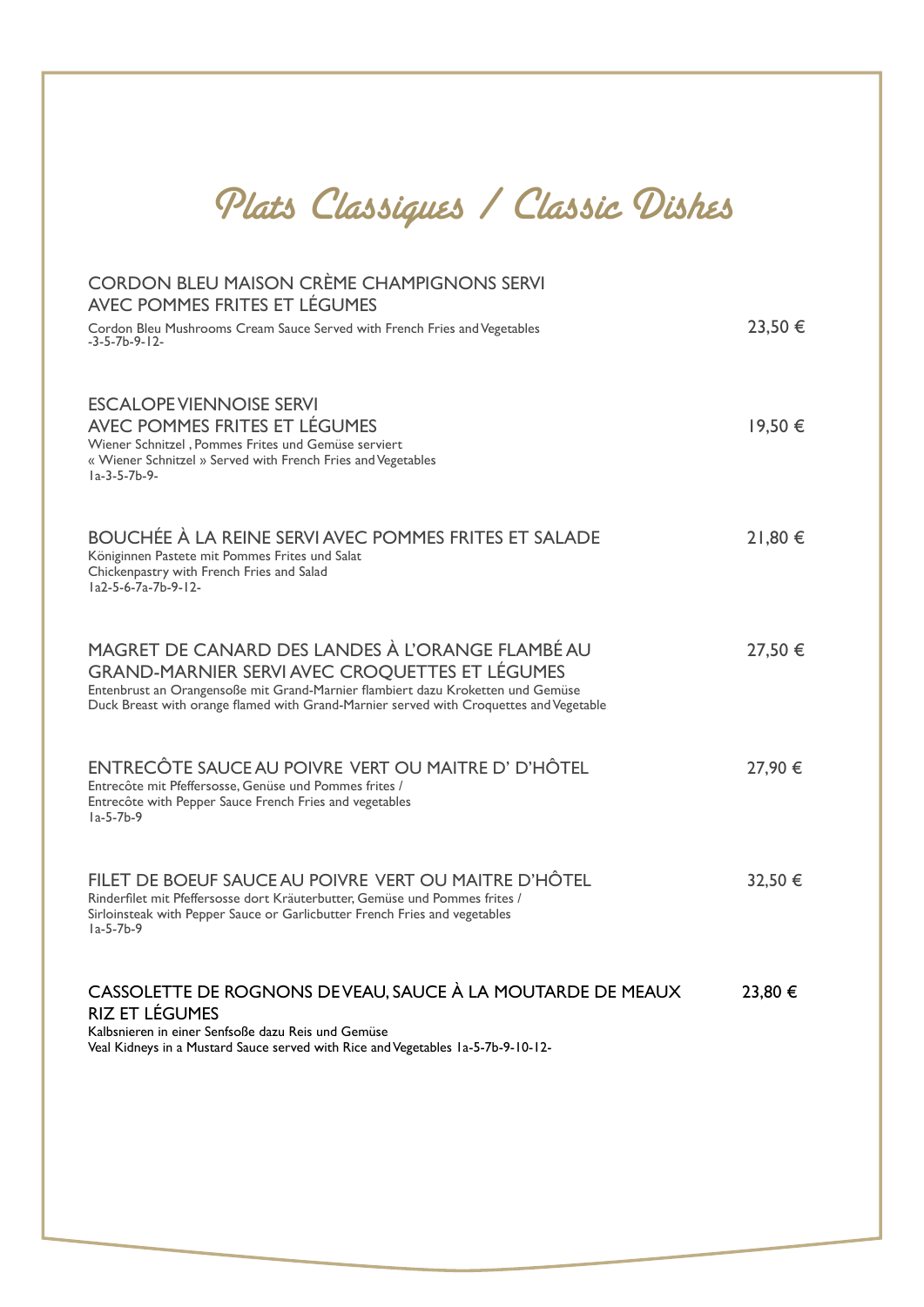# Plats Classiques / Classic Dishes

**CORDON BLEU MAISON CRÈME CHAMPIGNONS SERVI AVEC POMMES FRITES ET LÉGUMES** — 23,50 €

Cordon Bleu Mushrooms Cream Sauce Served with French Fries and Vegetables
-3-5-7b-9-12-

**ESCALOPE VIENNOISE SERVI AVEC POMMES FRITES ET LÉGUMES** — 19,50 €

Wiener Schnitzel , Pommes Frites und Gemüse serviert
« Wiener Schnitzel » Served with French Fries and Vegetables
1a-3-5-7b-9-

**BOUCHÉE À LA REINE SERVI AVEC POMMES FRITES ET SALADE** — 21,80 €

Köninginnen Pastete mit Pommes Frites und Salat
Chickenpastry with French Fries and Salad
1a2-5-6-7a-7b-9-12-

**MAGRET DE CANARD DES LANDES À L'ORANGE FLAMBÉ AU GRAND-MARNIER SERVI AVEC CROQUETTES ET LÉGUMES** — 27,50 €

Entenbrust an Orangensoße mit Grand-Marnier flambiert dazu Kroketten und Gemüse
Duck Breast with orange flamed with Grand-Marnier served with Croquettes and Vegetable

**ENTRECÔTE SAUCE AU POIVRE VERT OU MAITRE D' D'HÔTEL** — 27,90 €

Entrecôte mit Pfeffersosse, Genüse und Pommes frites /
Entrecôte with Pepper Sauce French Fries and vegetables
1a-5-7b-9

**FILET DE BOEUF SAUCE AU POIVRE VERT OU MAITRE D'HÔTEL** — 32,50 €

Rinderfilet mit Pfeffersosse dort Kräuterbutter, Gemüse und Pommes frites /
Sirloinsteak with Pepper Sauce or Garlicbutter French Fries and vegetables
1a-5-7b-9

**CASSOLETTE DE ROGNONS DE VEAU, SAUCE À LA MOUTARDE DE MEAUX RIZ ET LÉGUMES** — 23,80 €

Kalbsnieren in einer Senfsoße dazu Reis und Gemüse
Veal Kidneys in a Mustard Sauce served with Rice and Vegetables 1a-5-7b-9-10-12-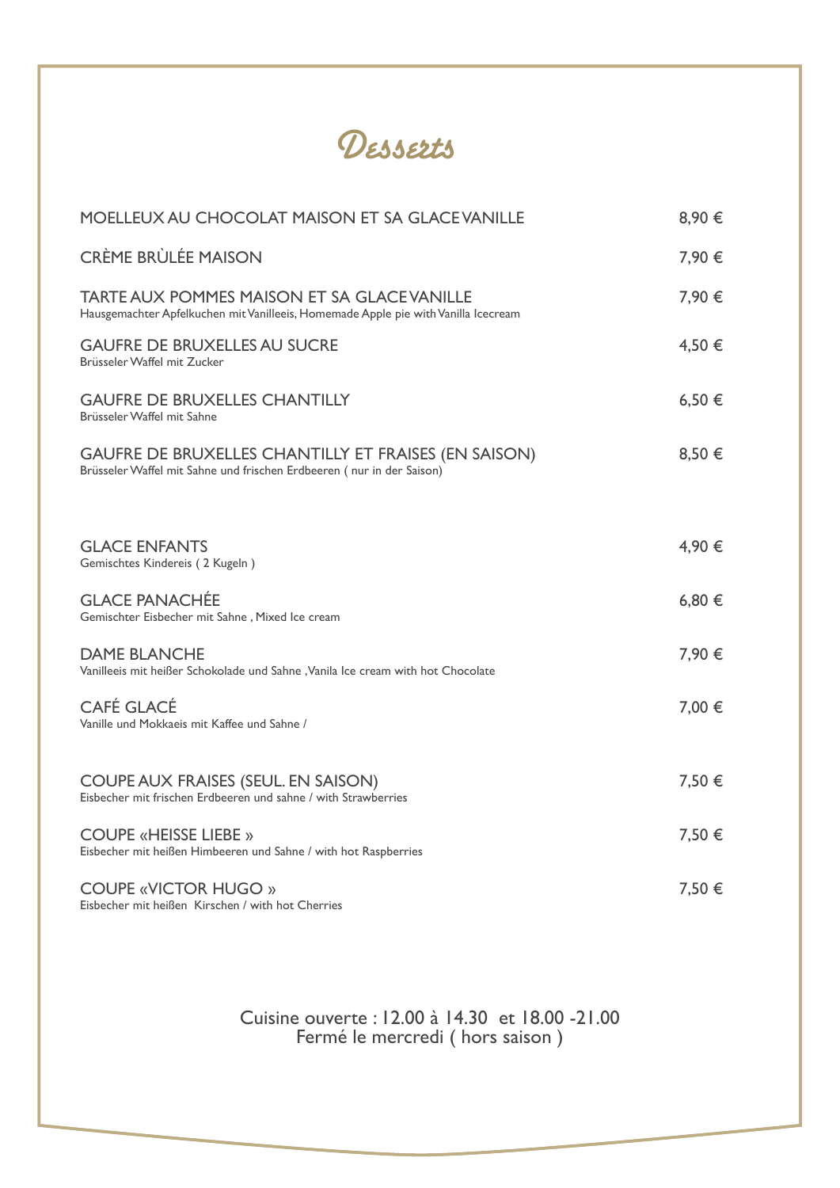# Desserts

| | |
|---|---|
| MOELLEUX AU CHOCOLAT MAISON ET SA GLACE VANILLE | 8,90 € |
| CRÈME BRÙLÉE MAISON | 7,90 € |
| TARTE AUX POMMES MAISON ET SA GLACE VANILLE<br>Hausgemachter Apfelkuchen mit Vanilleeis, Homemade Apple pie with Vanilla Icecream | 7,90 € |
| GAUFRE DE BRUXELLES AU SUCRE<br>Brüsseler Waffel mit Zucker | 4,50 € |
| GAUFRE DE BRUXELLES CHANTILLY<br>Brüsseler Waffel mit Sahne | 6,50 € |
| GAUFRE DE BRUXELLES CHANTILLY ET FRAISES (EN SAISON)<br>Brüsseler Waffel mit Sahne und frischen Erdbeeren ( nur in der Saison) | 8,50 € |
| GLACE ENFANTS<br>Gemischtes Kindereis ( 2 Kugeln ) | 4,90 € |
| GLACE PANACHÉE<br>Gemischter Eisbecher mit Sahne , Mixed Ice cream | 6,80 € |
| DAME BLANCHE<br>Vanilleeis mit heißer Schokolade und Sahne ,Vanila Ice cream with hot Chocolate | 7,90 € |
| CAFÉ GLACÉ<br>Vanille und Mokkaeis mit Kaffee und Sahne / | 7,00 € |
| COUPE AUX FRAISES (SEUL. EN SAISON)<br>Eisbecher mit frischen Erdbeeren und sahne / with Strawberries | 7,50 € |
| COUPE «HEISSE LIEBE »<br>Eisbecher mit heißen Himbeeren und Sahne / with hot Raspberries | 7,50 € |
| COUPE «VICTOR HUGO »<br>Eisbecher mit heißen Kirschen / with hot Cherries | 7,50 € |

Cuisine ouverte : 12.00 à 14.30 et 18.00 -21.00
Fermé le mercredi ( hors saison )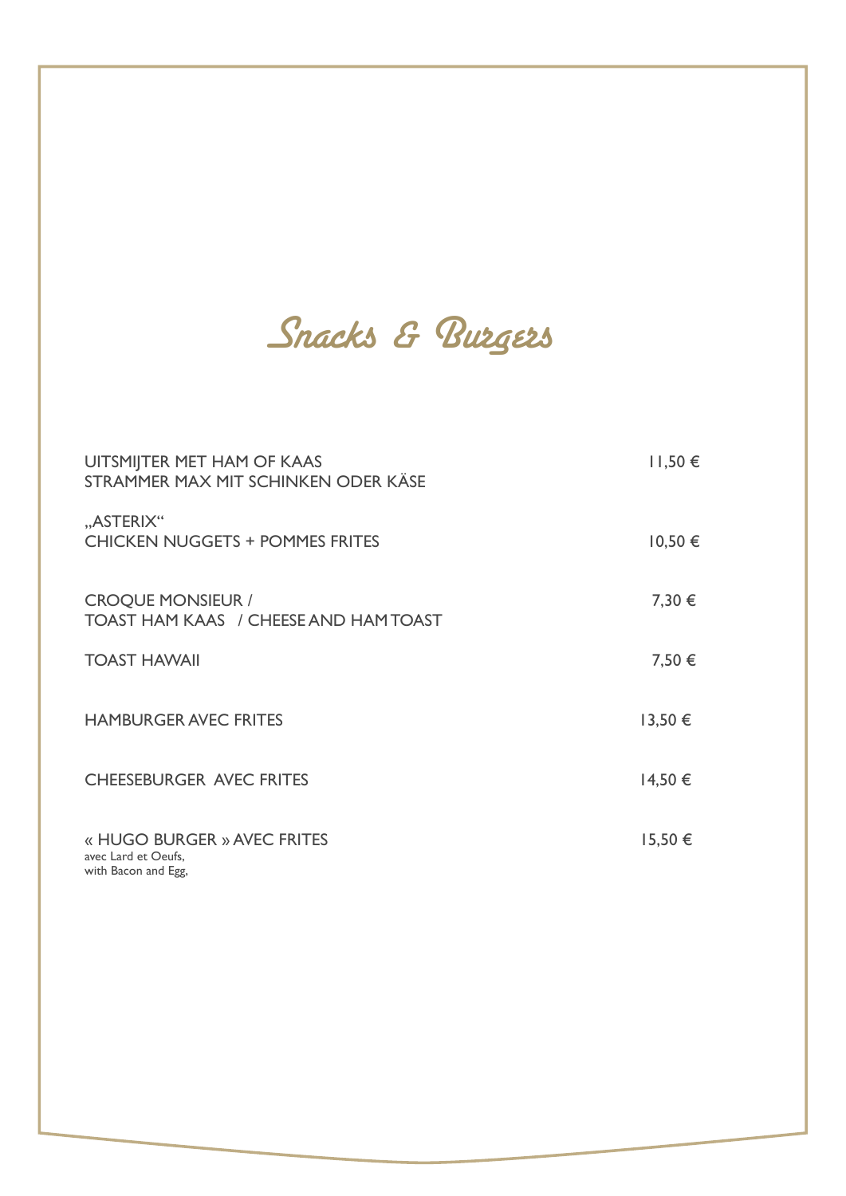# Snacks & Burgers

| | |
|---|---|
| UITSMIJTER MET HAM OF KAAS<br>STRAMMER MAX MIT SCHINKEN ODER KÄSE | 11,50 € |
| „ASTERIX“<br>CHICKEN NUGGETS + POMMES FRITES | 10,50 € |
| CROQUE MONSIEUR /<br>TOAST HAM KAAS / CHEESE AND HAM TOAST | 7,30 € |
| TOAST HAWAII | 7,50 € |
| HAMBURGER AVEC FRITES | 13,50 € |
| CHEESEBURGER AVEC FRITES | 14,50 € |
| « HUGO BURGER » AVEC FRITES<br>avec Lard et Oeufs,<br>with Bacon and Egg, | 15,50 € |